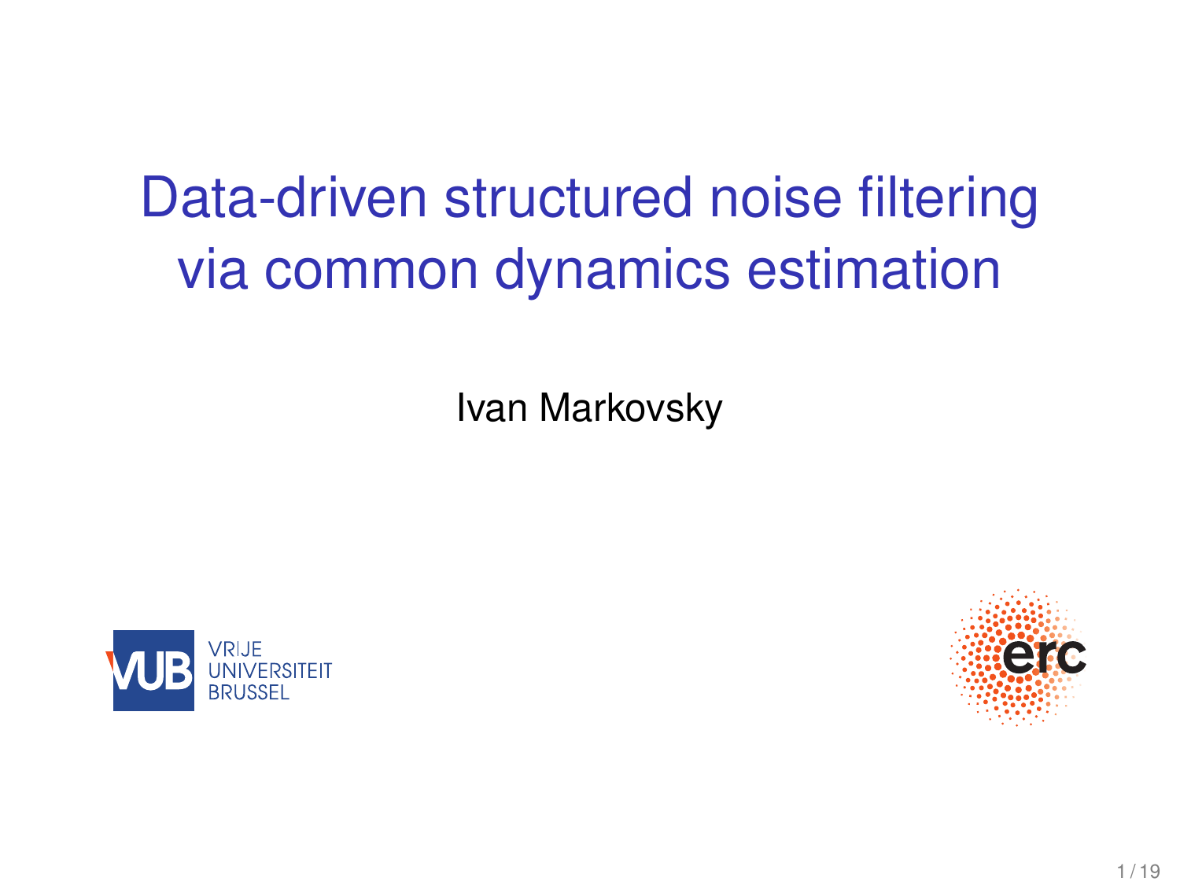# Data-driven structured noise filtering via common dynamics estimation

Ivan Markovsky

VRIJE UNIVERSITEIT BRUSSEL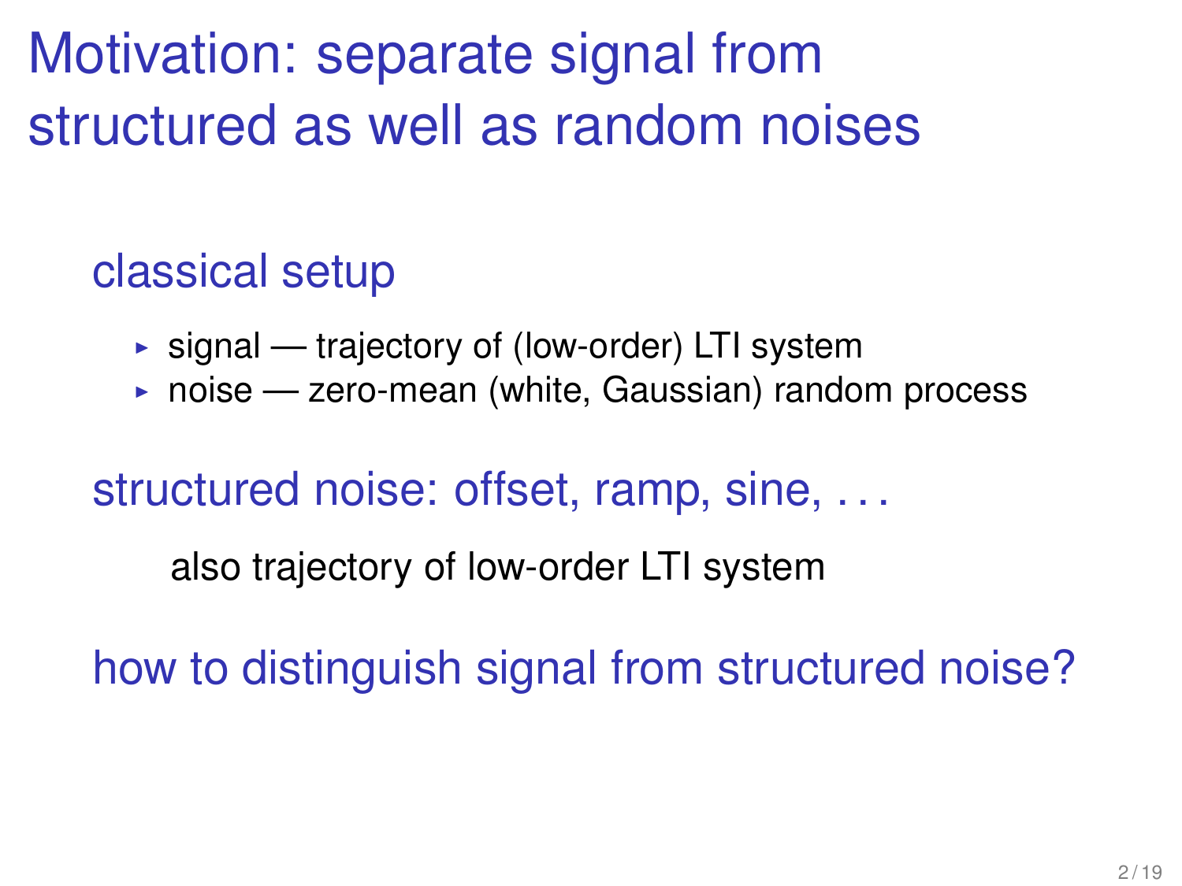# Motivation: separate signal from structured as well as random noises

## classical setup

- signal — trajectory of (low-order) LTI system
- noise — zero-mean (white, Gaussian) random process

## structured noise: offset, ramp, sine, . . .

also trajectory of low-order LTI system

## how to distinguish signal from structured noise?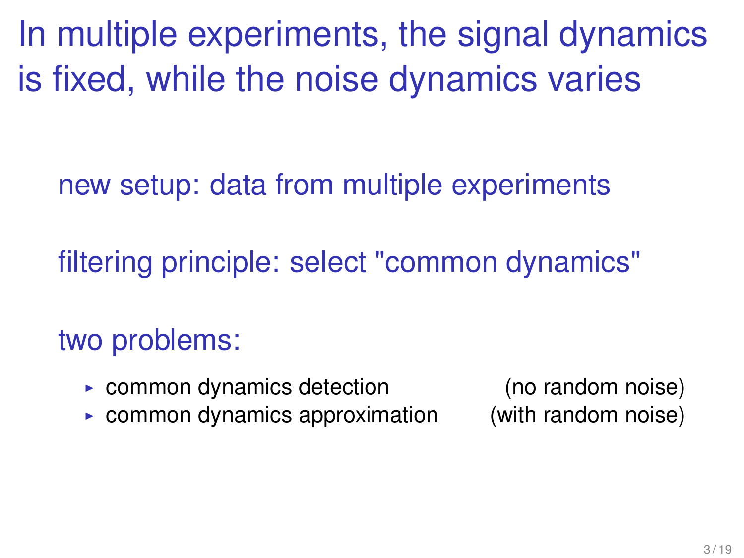# In multiple experiments, the signal dynamics is fixed, while the noise dynamics varies

new setup: data from multiple experiments

filtering principle: select "common dynamics"

two problems:

- common dynamics detection (no random noise)
- common dynamics approximation (with random noise)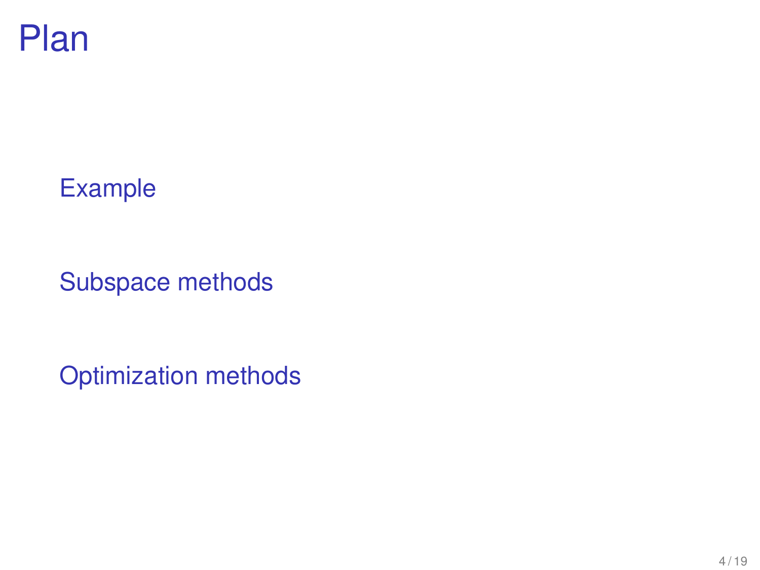# Plan

Example

Subspace methods

Optimization methods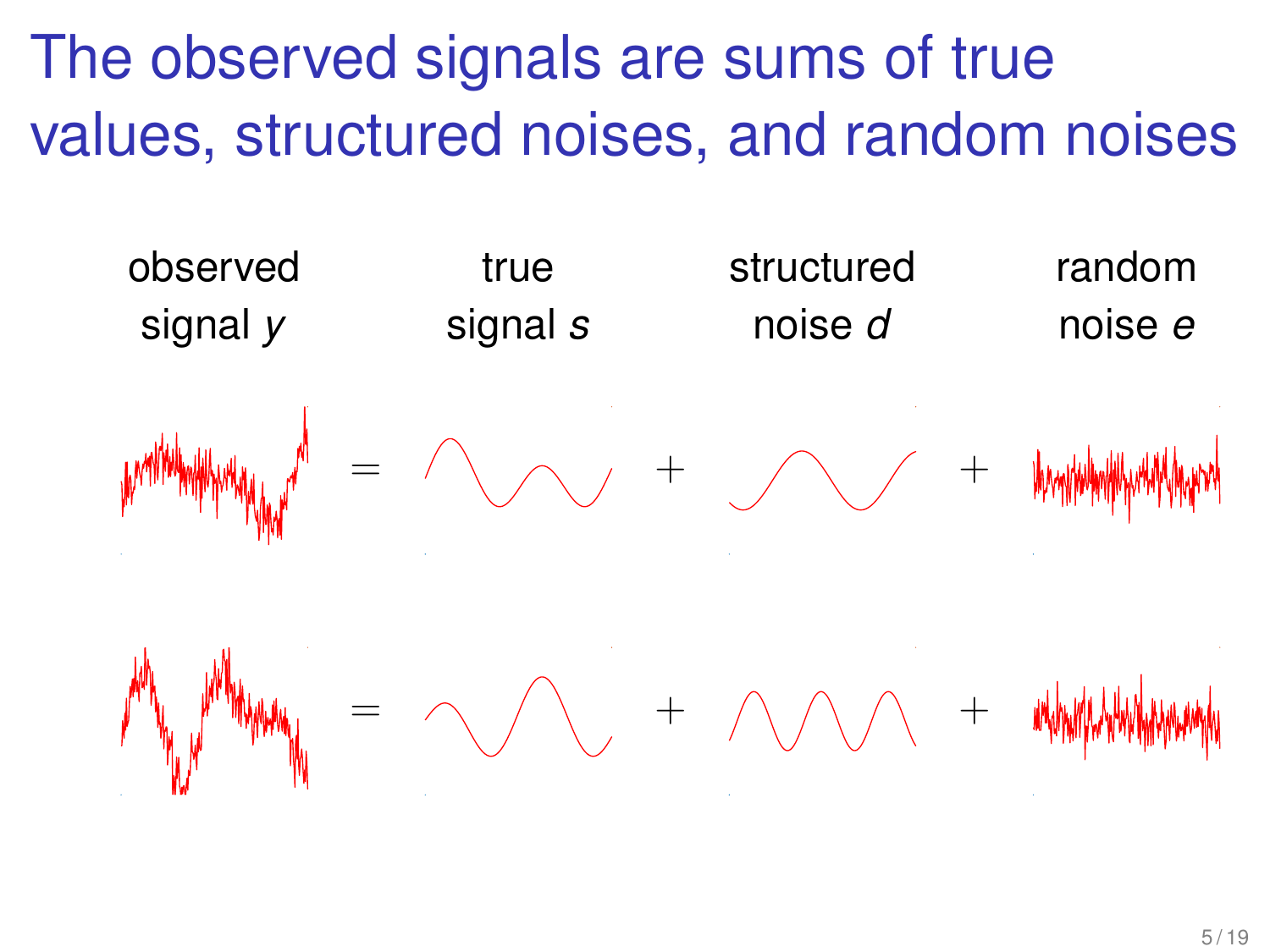# The observed signals are sums of true values, structured noises, and random noises

observed signal $y$ = true signal $s$ + structured noise $d$ + random noise $e$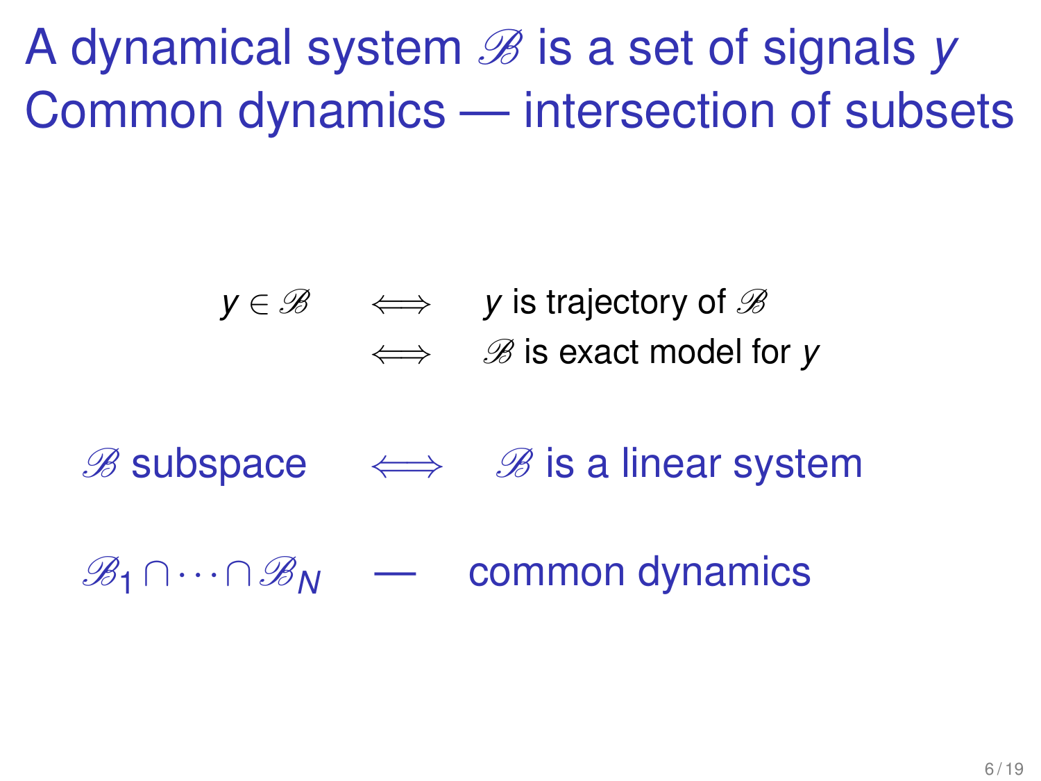# A dynamical system $\mathscr{B}$ is a set of signals $y$ Common dynamics — intersection of subsets

$$
\begin{aligned}
y \in \mathscr{B} \quad &\iff \quad y \text{ is trajectory of } \mathscr{B} \\
&\iff \quad \mathscr{B} \text{ is exact model for } y
\end{aligned}
$$

$\mathscr{B}$ subspace $\iff$ $\mathscr{B}$ is a linear system

$\mathscr{B}_1 \cap \cdots \cap \mathscr{B}_N$ — common dynamics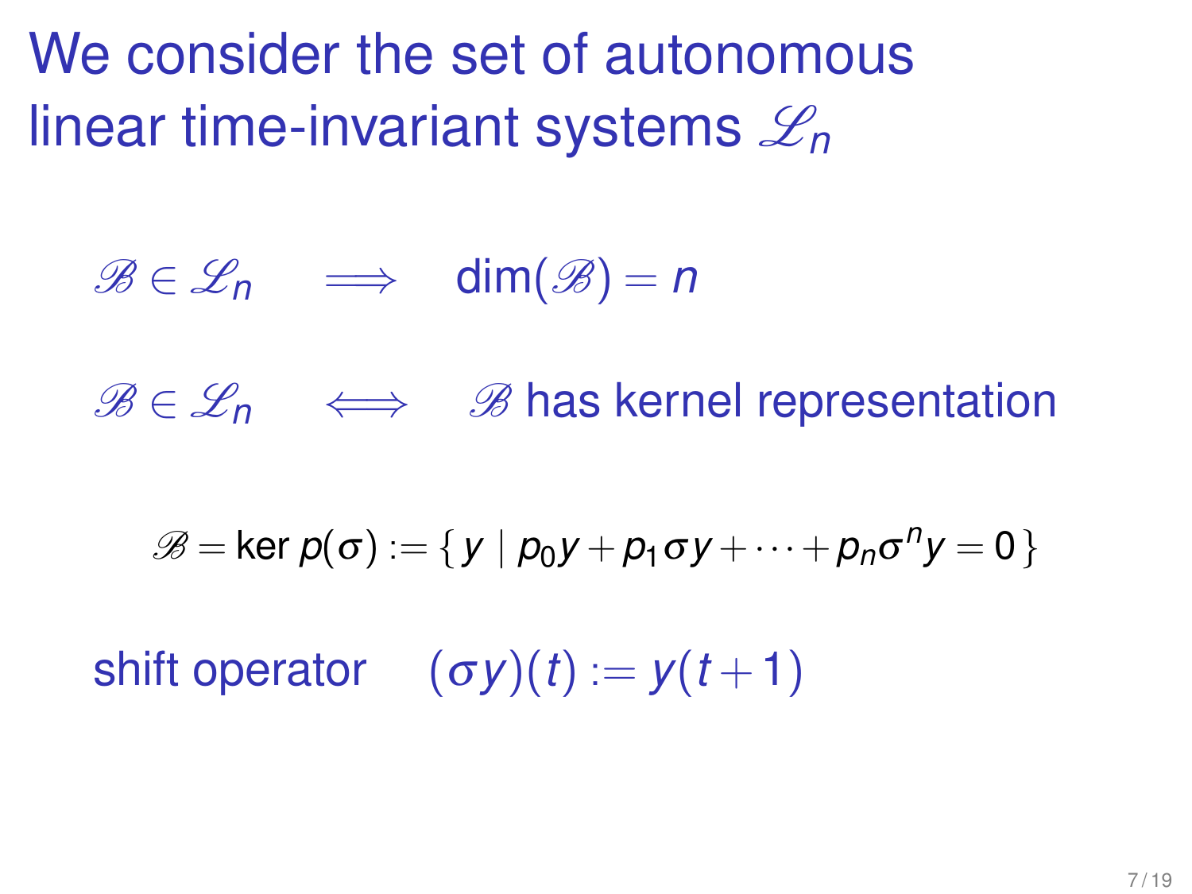# We consider the set of autonomous linear time-invariant systems $\mathscr{L}_n$

$$\mathscr{B} \in \mathscr{L}_n \quad \Longrightarrow \quad \dim(\mathscr{B}) = n$$

$$\mathscr{B} \in \mathscr{L}_n \quad \Longleftrightarrow \quad \mathscr{B} \text{ has kernel representation}$$

$$\mathscr{B} = \ker p(\sigma) := \{\, y \mid p_0 y + p_1 \sigma y + \cdots + p_n \sigma^n y = 0 \,\}$$

shift operator $\quad (\sigma y)(t) := y(t+1)$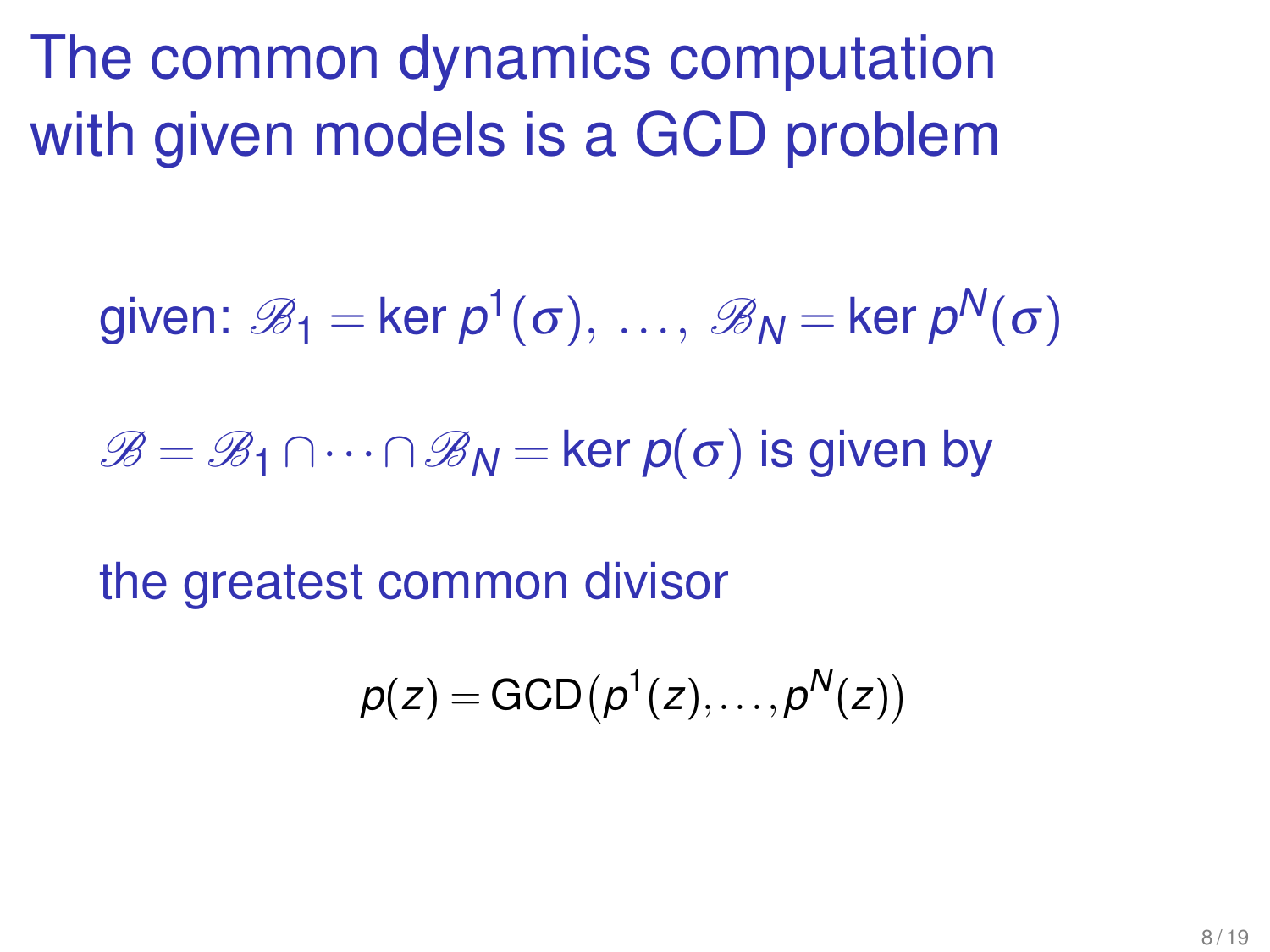# The common dynamics computation with given models is a GCD problem

given: $\mathscr{B}_1 = \ker p^1(\sigma),\ \ldots,\ \mathscr{B}_N = \ker p^N(\sigma)$

$\mathscr{B} = \mathscr{B}_1 \cap \cdots \cap \mathscr{B}_N = \ker p(\sigma)$ is given by

the greatest common divisor

$$p(z) = \text{GCD}\big(p^1(z), \ldots, p^N(z)\big)$$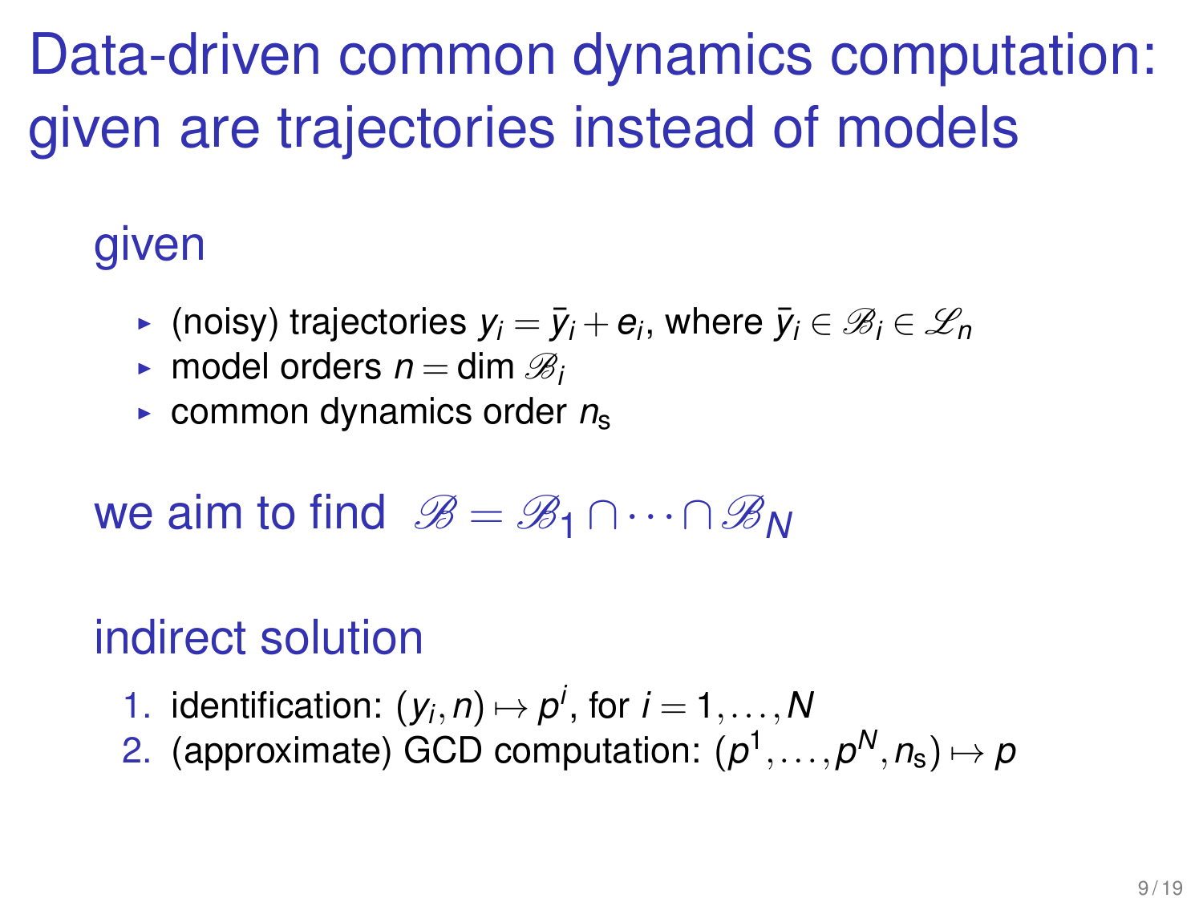# Data-driven common dynamics computation: given are trajectories instead of models

## given

- (noisy) trajectories $y_i = \bar{y}_i + e_i$, where $\bar{y}_i \in \mathscr{B}_i \in \mathscr{L}_n$
- model orders $n = \dim \mathscr{B}_i$
- common dynamics order $n_s$

## we aim to find $\mathscr{B} = \mathscr{B}_1 \cap \cdots \cap \mathscr{B}_N$

## indirect solution

1. identification: $(y_i, n) \mapsto p^i$, for $i = 1, \ldots, N$
2. (approximate) GCD computation: $(p^1, \ldots, p^N, n_s) \mapsto p$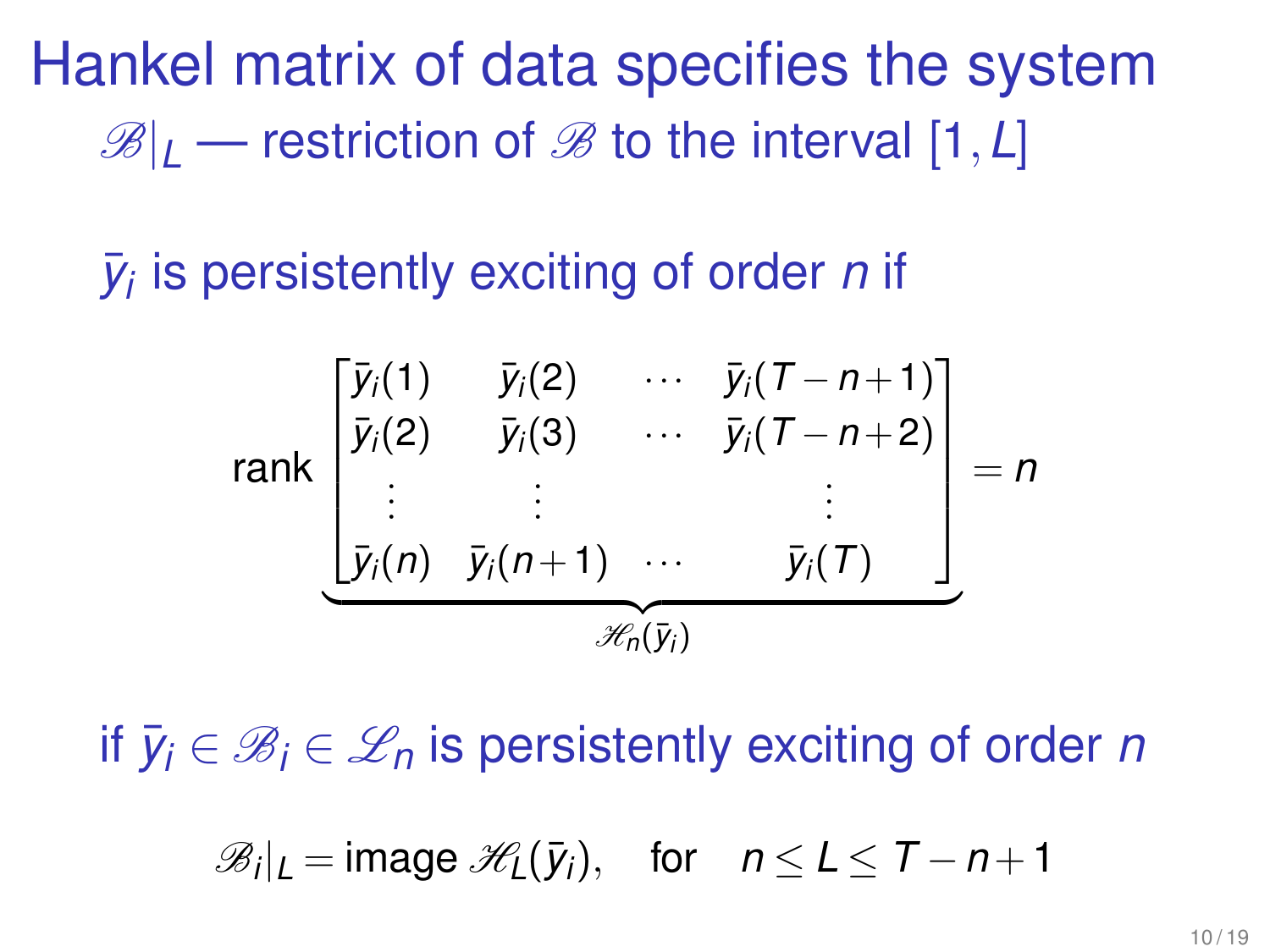# Hankel matrix of data specifies the system

$\mathscr{B}|_L$ — restriction of $\mathscr{B}$ to the interval $[1, L]$

$\bar{y}_i$ is persistently exciting of order $n$ if

$$\text{rank} \underbrace{\begin{bmatrix} \bar{y}_i(1) & \bar{y}_i(2) & \cdots & \bar{y}_i(T-n+1) \\ \bar{y}_i(2) & \bar{y}_i(3) & \cdots & \bar{y}_i(T-n+2) \\ \vdots & \vdots & & \vdots \\ \bar{y}_i(n) & \bar{y}_i(n+1) & \cdots & \bar{y}_i(T) \end{bmatrix}}_{\mathscr{H}_n(\bar{y}_i)} = n$$

if $\bar{y}_i \in \mathscr{B}_i \in \mathscr{L}_n$ is persistently exciting of order $n$

$$\mathscr{B}_i|_L = \text{image}\, \mathscr{H}_L(\bar{y}_i), \quad \text{for} \quad n \leq L \leq T - n + 1$$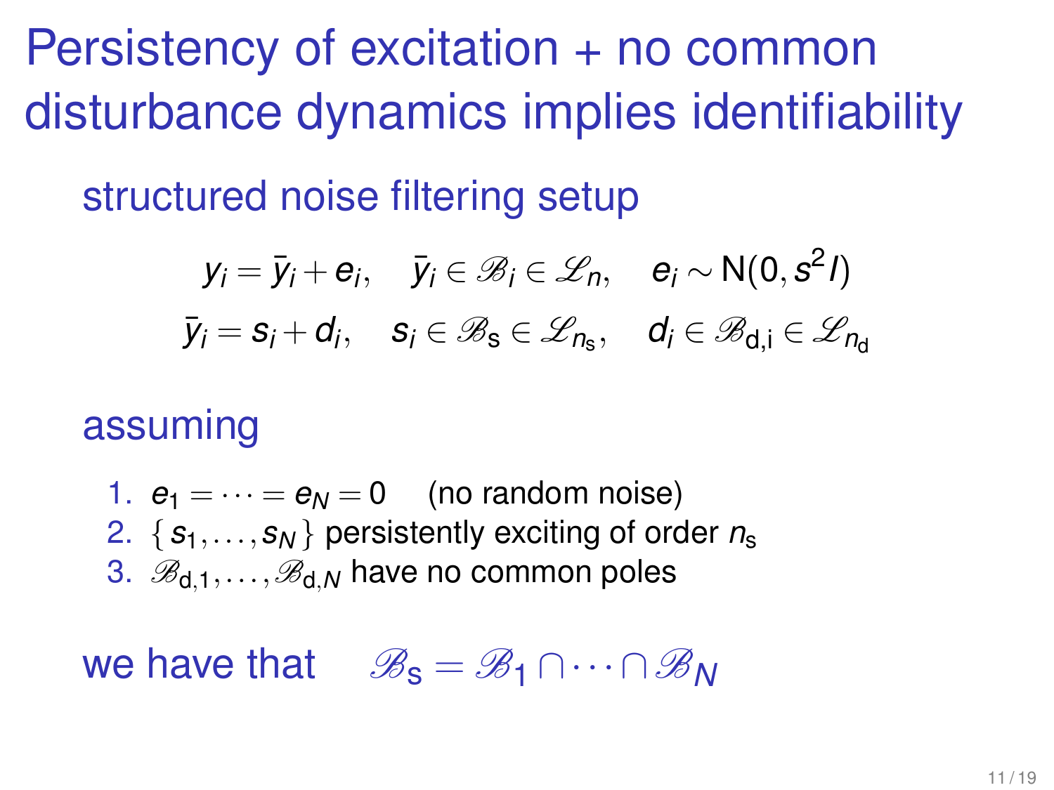# Persistency of excitation + no common disturbance dynamics implies identifiability

structured noise filtering setup

$$y_i = \bar{y}_i + e_i, \quad \bar{y}_i \in \mathscr{B}_i \in \mathscr{L}_n, \quad e_i \sim \mathrm{N}(0, s^2 I)$$

$$\bar{y}_i = s_i + d_i, \quad s_i \in \mathscr{B}_{\mathrm{s}} \in \mathscr{L}_{n_{\mathrm{s}}}, \quad d_i \in \mathscr{B}_{\mathrm{d,i}} \in \mathscr{L}_{n_{\mathrm{d}}}$$

assuming

1. $e_1 = \cdots = e_N = 0$ (no random noise)
2. $\{ s_1, \ldots, s_N \}$ persistently exciting of order $n_{\mathrm{s}}$
3. $\mathscr{B}_{\mathrm{d},1}, \ldots, \mathscr{B}_{\mathrm{d},N}$ have no common poles

we have that $\mathscr{B}_{\mathrm{s}} = \mathscr{B}_1 \cap \cdots \cap \mathscr{B}_N$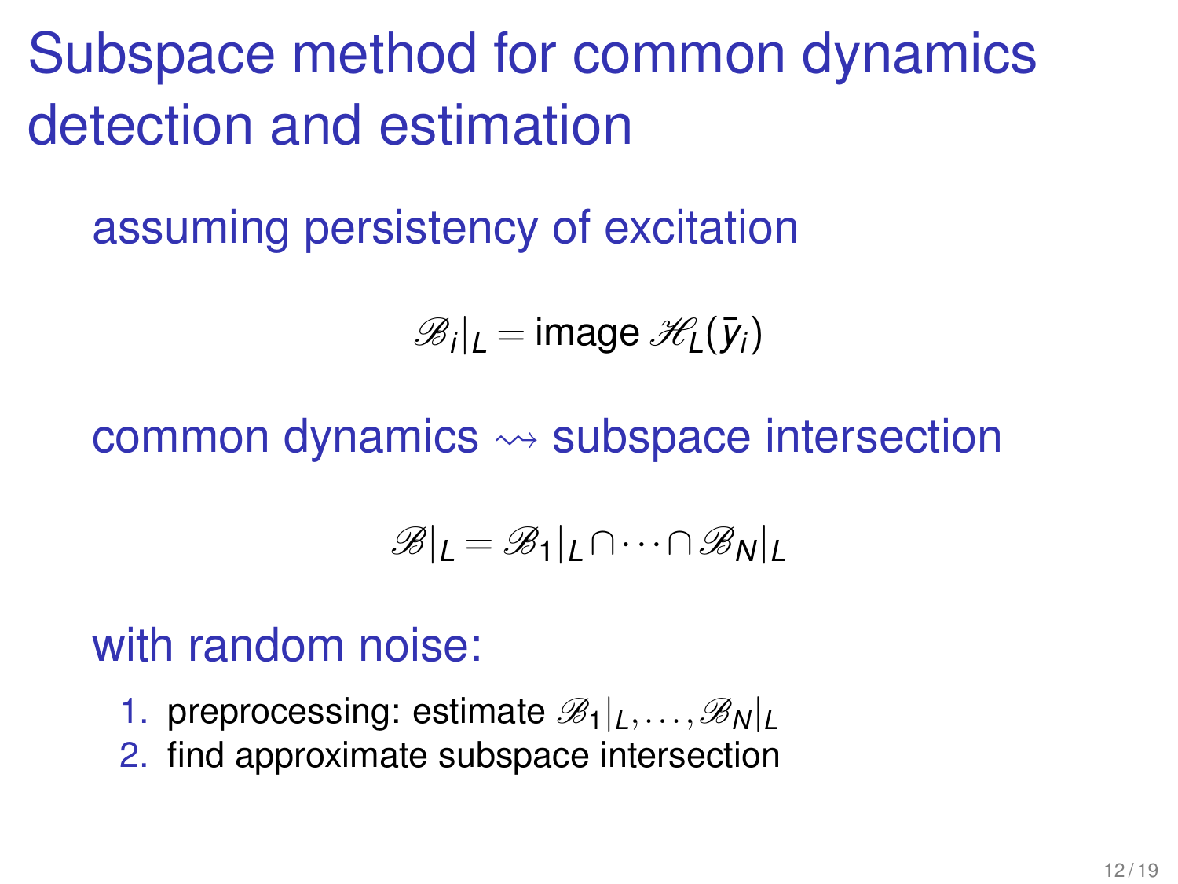# Subspace method for common dynamics detection and estimation

assuming persistency of excitation

$$\mathscr{B}_i|_L = \text{image}\, \mathscr{H}_L(\bar{y}_i)$$

common dynamics $\rightsquigarrow$ subspace intersection

$$\mathscr{B}|_L = \mathscr{B}_1|_L \cap \cdots \cap \mathscr{B}_N|_L$$

with random noise:

1. preprocessing: estimate $\mathscr{B}_1|_L, \ldots, \mathscr{B}_N|_L$
2. find approximate subspace intersection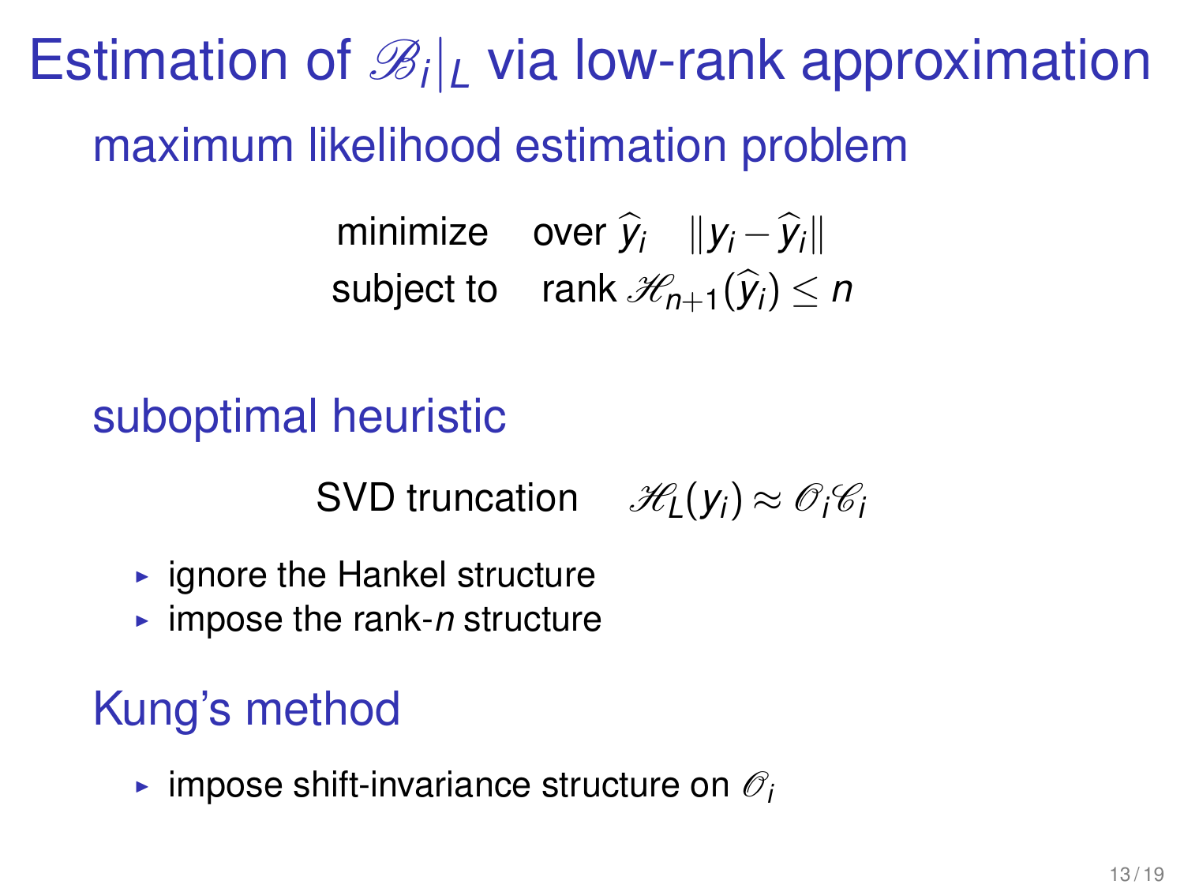# Estimation of $\mathscr{B}_i|_L$ via low-rank approximation

## maximum likelihood estimation problem

$$
\begin{array}{ll}
\text{minimize} & \text{over } \widehat{y}_i \quad \|y_i - \widehat{y}_i\| \\
\text{subject to} & \operatorname{rank} \mathscr{H}_{n+1}(\widehat{y}_i) \leq n
\end{array}
$$

## suboptimal heuristic

$$
\text{SVD truncation} \qquad \mathscr{H}_L(y_i) \approx \mathscr{O}_i \mathscr{C}_i
$$

- ignore the Hankel structure
- impose the rank-$n$ structure

## Kung's method

- impose shift-invariance structure on $\mathscr{O}_i$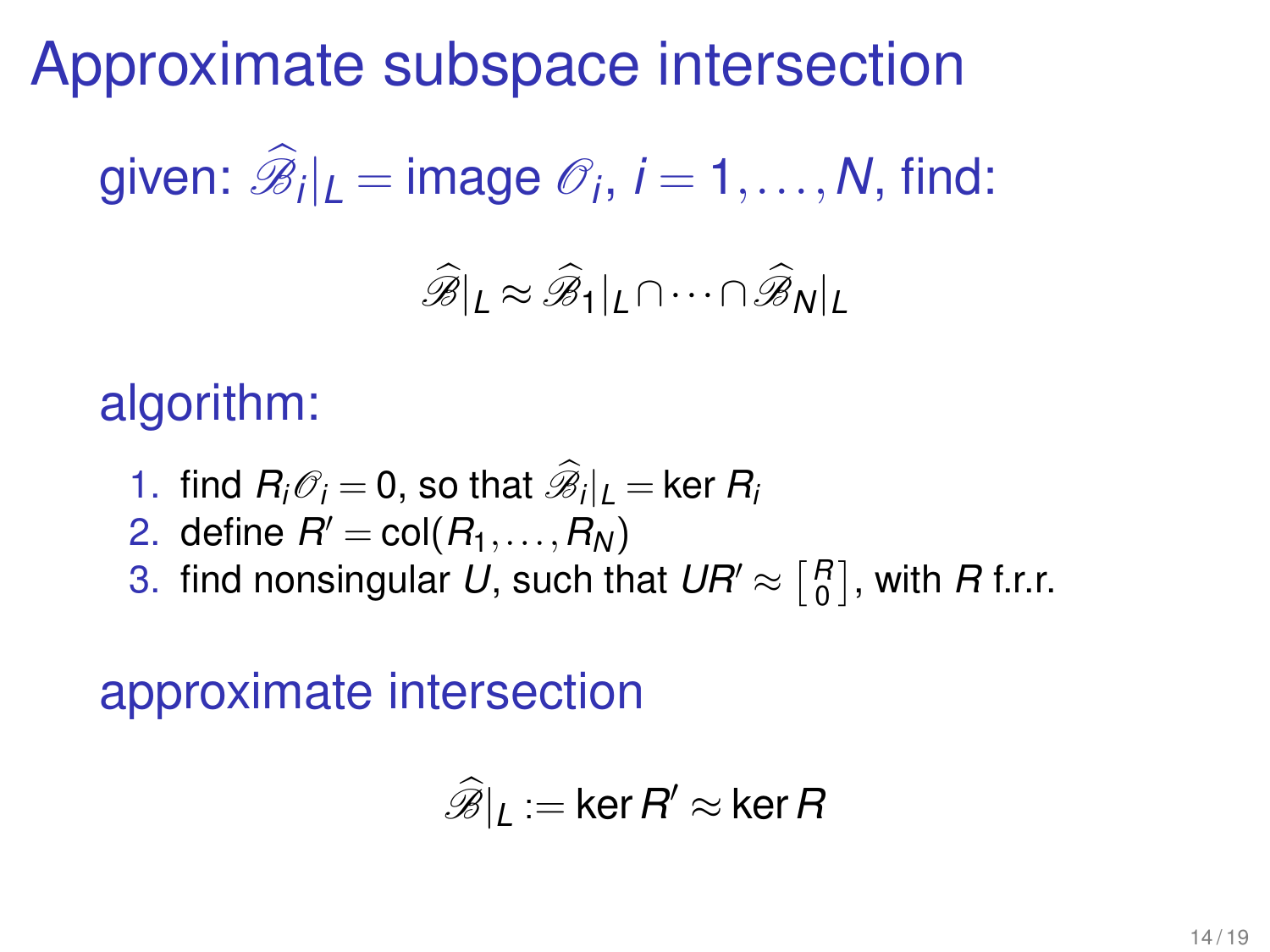# Approximate subspace intersection

given: $\widehat{\mathscr{B}}_i|_L = \text{image}\, \mathscr{O}_i$, $i = 1, \ldots, N$, find:

$$\widehat{\mathscr{B}}|_L \approx \widehat{\mathscr{B}}_1|_L \cap \cdots \cap \widehat{\mathscr{B}}_N|_L$$

algorithm:

1. find $R_i \mathscr{O}_i = 0$, so that $\widehat{\mathscr{B}}_i|_L = \ker R_i$
2. define $R' = \text{col}(R_1, \ldots, R_N)$
3. find nonsingular $U$, such that $UR' \approx \left[\begin{smallmatrix} R \\ 0 \end{smallmatrix}\right]$, with $R$ f.r.r.

approximate intersection

$$\widehat{\mathscr{B}}|_L := \ker R' \approx \ker R$$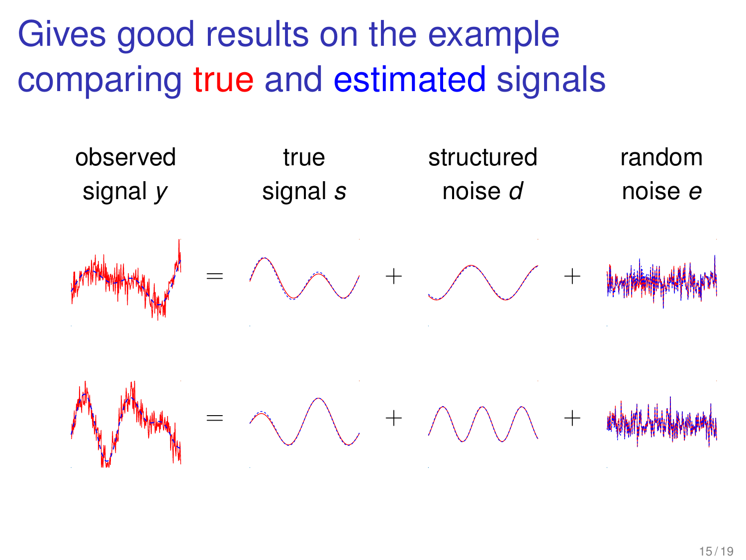# Gives good results on the example comparing true and estimated signals

| observed signal $y$ | | true signal $s$ | | structured noise $d$ | | random noise $e$ |
|---|---|---|---|---|---|---|
| | $=$ | | $+$ | | $+$ | |
| | $=$ | | $+$ | | $+$ | |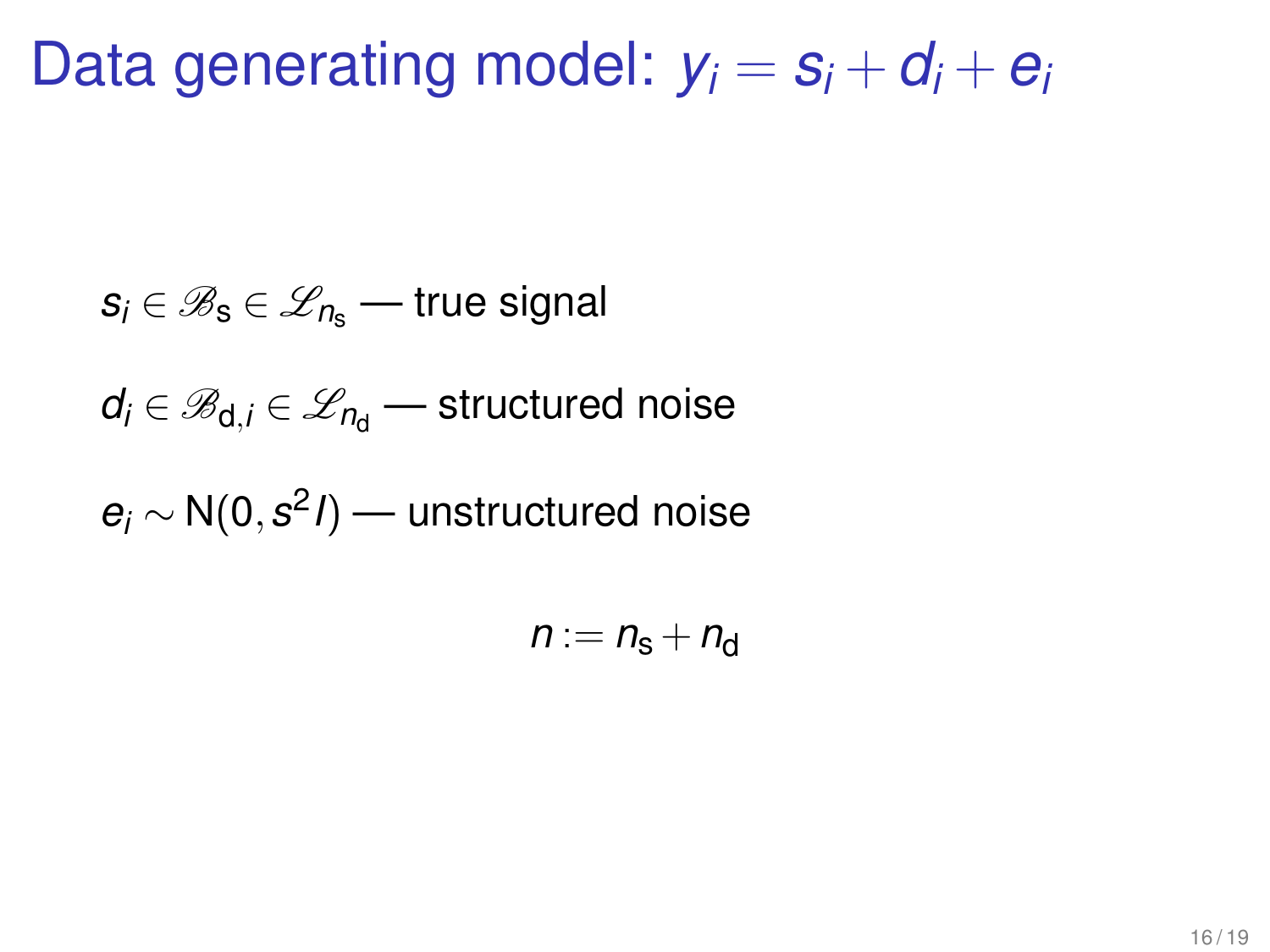# Data generating model: $y_i = s_i + d_i + e_i$

$s_i \in \mathscr{B}_\mathrm{s} \in \mathscr{L}_{n_\mathrm{s}}$ — true signal

$d_i \in \mathscr{B}_{\mathrm{d},i} \in \mathscr{L}_{n_\mathrm{d}}$ — structured noise

$e_i \sim \mathrm{N}(0, s^2 I)$ — unstructured noise

$$n := n_\mathrm{s} + n_\mathrm{d}$$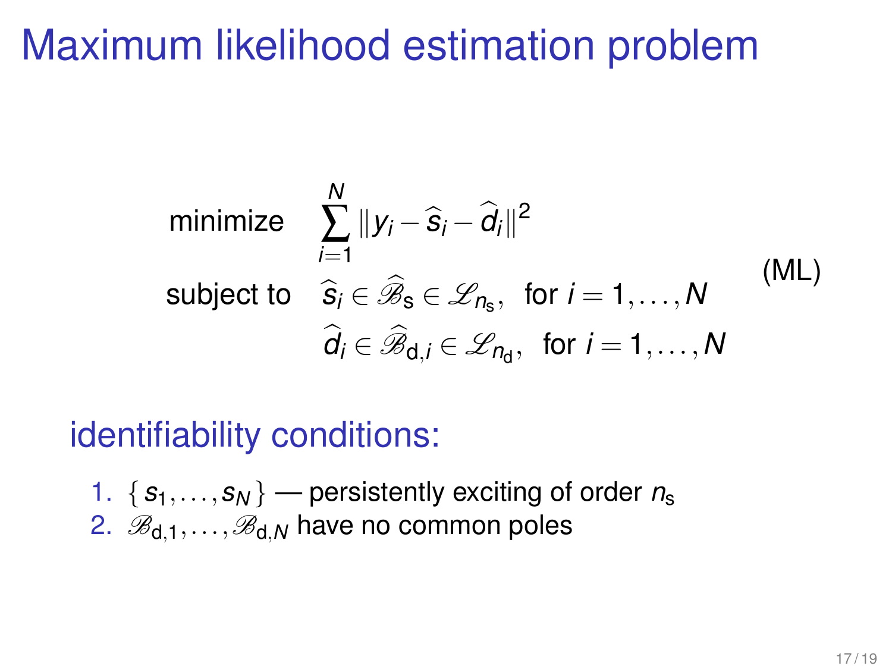# Maximum likelihood estimation problem

$$
\begin{aligned}
\text{minimize} \quad & \sum_{i=1}^{N} \| y_i - \widehat{s}_i - \widehat{d}_i \|^2 \\
\text{subject to} \quad & \widehat{s}_i \in \widehat{\mathscr{B}}_\mathrm{s} \in \mathscr{L}_{n_\mathrm{s}}, \quad \text{for } i = 1, \dots, N \\
& \widehat{d}_i \in \widehat{\mathscr{B}}_{\mathrm{d},i} \in \mathscr{L}_{n_\mathrm{d}}, \quad \text{for } i = 1, \dots, N
\end{aligned}
\tag{ML}
$$

identifiability conditions:

1. $\{ s_1, \dots, s_N \}$ — persistently exciting of order $n_\mathrm{s}$
2. $\mathscr{B}_{\mathrm{d},1}, \dots, \mathscr{B}_{\mathrm{d},N}$ have no common poles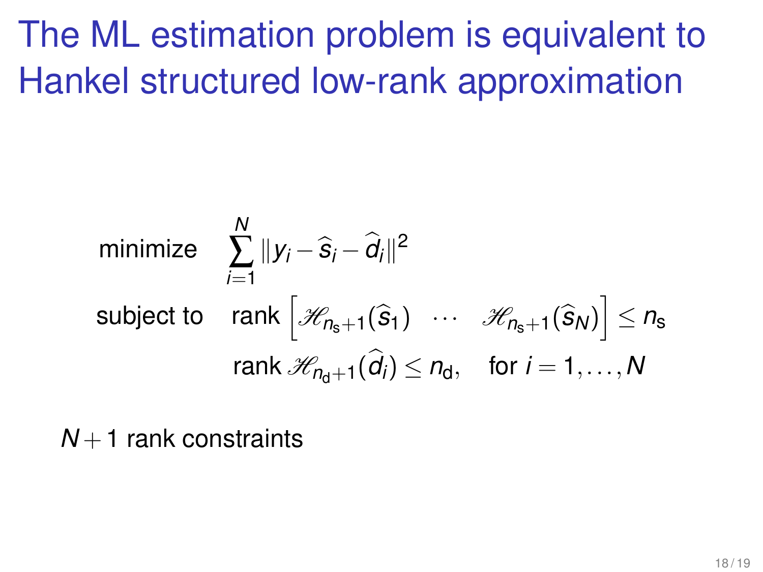# The ML estimation problem is equivalent to Hankel structured low-rank approximation

$$
\begin{array}{ll}
\text{minimize} & \displaystyle\sum_{i=1}^{N} \|y_i - \widehat{s}_i - \widehat{d}_i\|^2 \\
\text{subject to} & \operatorname{rank} \begin{bmatrix} \mathscr{H}_{n_\mathrm{s}+1}(\widehat{s}_1) & \cdots & \mathscr{H}_{n_\mathrm{s}+1}(\widehat{s}_N) \end{bmatrix} \leq n_\mathrm{s} \\
& \operatorname{rank} \mathscr{H}_{n_\mathrm{d}+1}(\widehat{d}_i) \leq n_\mathrm{d}, \quad \text{for } i = 1, \ldots, N
\end{array}
$$

$N+1$ rank constraints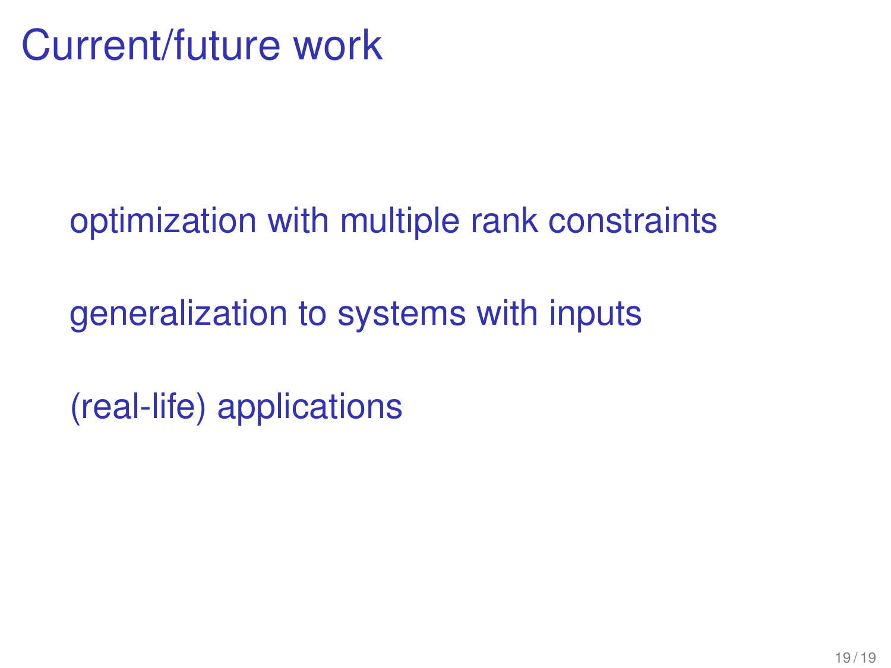# Current/future work

optimization with multiple rank constraints

generalization to systems with inputs

(real-life) applications